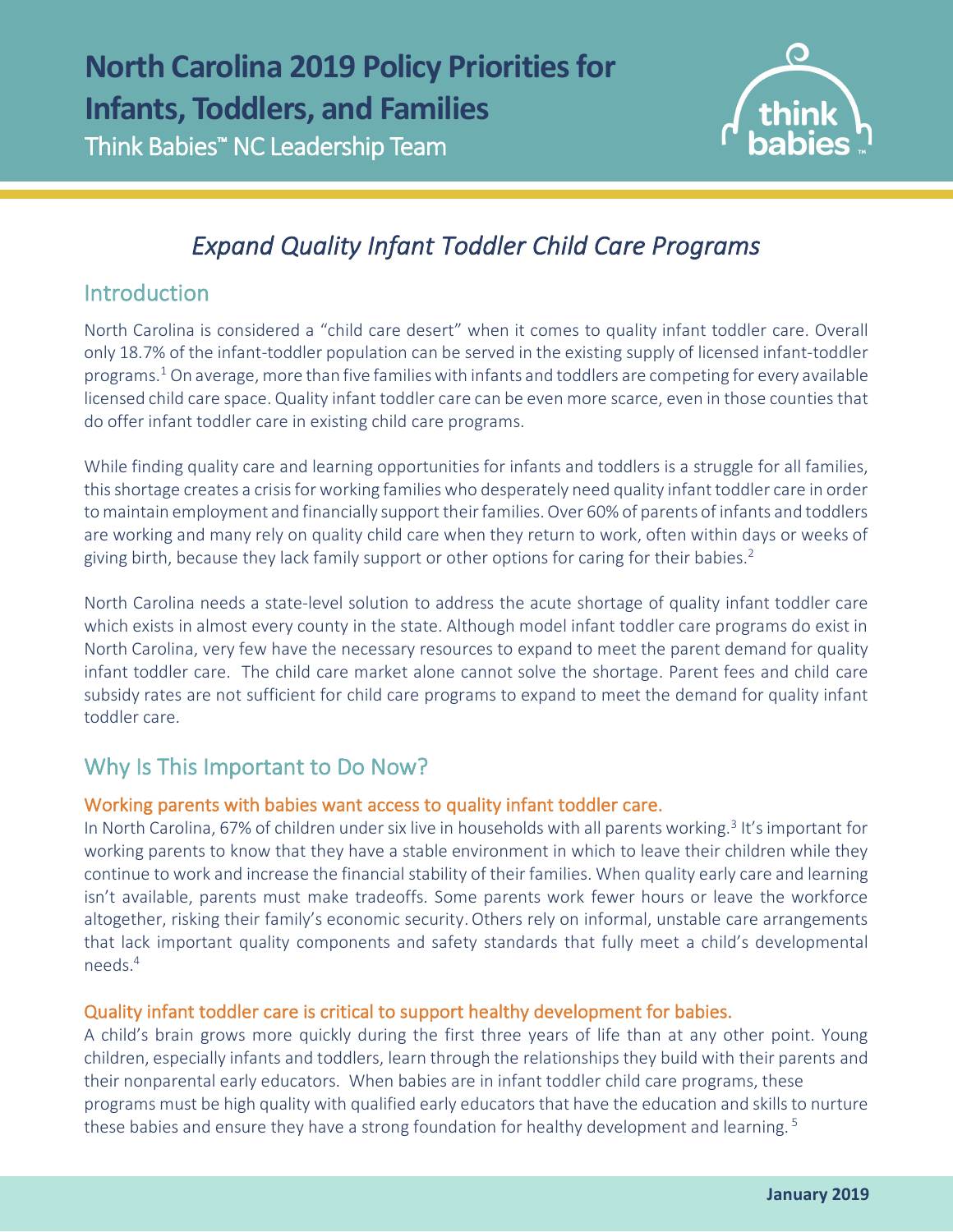# North Carolina 2019 Policy Priorities for Infants, Toddlers, and Families

Think Babies™ NC Leadership Team

## *Expand Quality Infant Toddler Child Care Programs*

### Introduction

North Carolina is considered a "child care desert" when it comes to quality infant toddler care. Overall only 18.7% of the infant-toddler population can be served in the existing supply of licensed infant-toddler programs.[1] On average, more than five families with infants and toddlers are competing for every available licensed child care space. Quality infant toddler care can be even more scarce, even in those counties that do offer infant toddler care in existing child care programs.

While finding quality care and learning opportunities for infants and toddlers is a struggle for all families, this shortage creates a crisis for working families who desperately need quality infant toddler care in order to maintain employment and financially support their families. Over 60% of parents of infants and toddlers are working and many rely on quality child care when they return to work, often within days or weeks of giving birth, because they lack family support or other options for caring for their babies.[2]

North Carolina needs a state-level solution to address the acute shortage of quality infant toddler care which exists in almost every county in the state. Although model infant toddler care programs do exist in North Carolina, very few have the necessary resources to expand to meet the parent demand for quality infant toddler care. The child care market alone cannot solve the shortage. Parent fees and child care subsidy rates are not sufficient for child care programs to expand to meet the demand for quality infant toddler care.

### Why Is This Important to Do Now?

#### Working parents with babies want access to quality infant toddler care.

In North Carolina, 67% of children under six live in households with all parents working.[3] It's important for working parents to know that they have a stable environment in which to leave their children while they continue to work and increase the financial stability of their families. When quality early care and learning isn't available, parents must make tradeoffs. Some parents work fewer hours or leave the workforce altogether, risking their family's economic security. Others rely on informal, unstable care arrangements that lack important quality components and safety standards that fully meet a child's developmental needs.[4]

#### Quality infant toddler care is critical to support healthy development for babies.

A child's brain grows more quickly during the first three years of life than at any other point. Young children, especially infants and toddlers, learn through the relationships they build with their parents and their nonparental early educators. When babies are in infant toddler child care programs, these programs must be high quality with qualified early educators that have the education and skills to nurture these babies and ensure they have a strong foundation for healthy development and learning.[5]

January 2019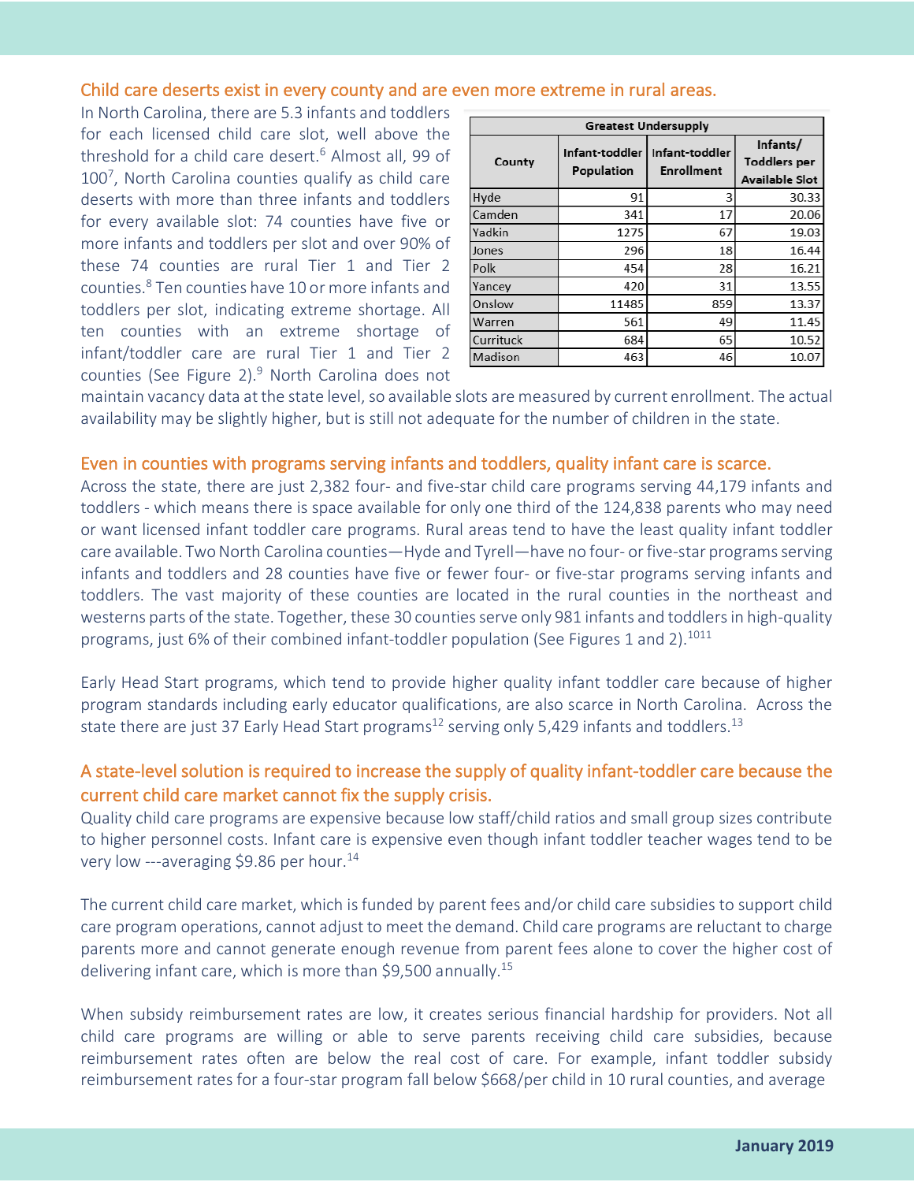## Child care deserts exist in every county and are even more extreme in rural areas.

In North Carolina, there are 5.3 infants and toddlers for each licensed child care slot, well above the threshold for a child care desert.[6] Almost all, 99 of 100[7], North Carolina counties qualify as child care deserts with more than three infants and toddlers for every available slot: 74 counties have five or more infants and toddlers per slot and over 90% of these 74 counties are rural Tier 1 and Tier 2 counties.[8] Ten counties have 10 or more infants and toddlers per slot, indicating extreme shortage. All ten counties with an extreme shortage of infant/toddler care are rural Tier 1 and Tier 2 counties (See Figure 2).[9] North Carolina does not maintain vacancy data at the state level, so available slots are measured by current enrollment. The actual availability may be slightly higher, but is still not adequate for the number of children in the state.

| Greatest Undersupply | | | |
|---|---|---|---|
| County | Infant-toddler Population | Infant-toddler Enrollment | Infants/ Toddlers per Available Slot |
| Hyde | 91 | 3 | 30.33 |
| Camden | 341 | 17 | 20.06 |
| Yadkin | 1275 | 67 | 19.03 |
| Jones | 296 | 18 | 16.44 |
| Polk | 454 | 28 | 16.21 |
| Yancey | 420 | 31 | 13.55 |
| Onslow | 11485 | 859 | 13.37 |
| Warren | 561 | 49 | 11.45 |
| Currituck | 684 | 65 | 10.52 |
| Madison | 463 | 46 | 10.07 |

## Even in counties with programs serving infants and toddlers, quality infant care is scarce.

Across the state, there are just 2,382 four- and five-star child care programs serving 44,179 infants and toddlers - which means there is space available for only one third of the 124,838 parents who may need or want licensed infant toddler care programs. Rural areas tend to have the least quality infant toddler care available. Two North Carolina counties—Hyde and Tyrell—have no four- or five-star programs serving infants and toddlers and 28 counties have five or fewer four- or five-star programs serving infants and toddlers. The vast majority of these counties are located in the rural counties in the northeast and westerns parts of the state. Together, these 30 counties serve only 981 infants and toddlers in high-quality programs, just 6% of their combined infant-toddler population (See Figures 1 and 2).[10][11]

Early Head Start programs, which tend to provide higher quality infant toddler care because of higher program standards including early educator qualifications, are also scarce in North Carolina. Across the state there are just 37 Early Head Start programs[12] serving only 5,429 infants and toddlers.[13]

## A state-level solution is required to increase the supply of quality infant-toddler care because the current child care market cannot fix the supply crisis.

Quality child care programs are expensive because low staff/child ratios and small group sizes contribute to higher personnel costs. Infant care is expensive even though infant toddler teacher wages tend to be very low ---averaging $9.86 per hour.[14]

The current child care market, which is funded by parent fees and/or child care subsidies to support child care program operations, cannot adjust to meet the demand. Child care programs are reluctant to charge parents more and cannot generate enough revenue from parent fees alone to cover the higher cost of delivering infant care, which is more than $9,500 annually.[15]

When subsidy reimbursement rates are low, it creates serious financial hardship for providers. Not all child care programs are willing or able to serve parents receiving child care subsidies, because reimbursement rates often are below the real cost of care. For example, infant toddler subsidy reimbursement rates for a four-star program fall below $668/per child in 10 rural counties, and average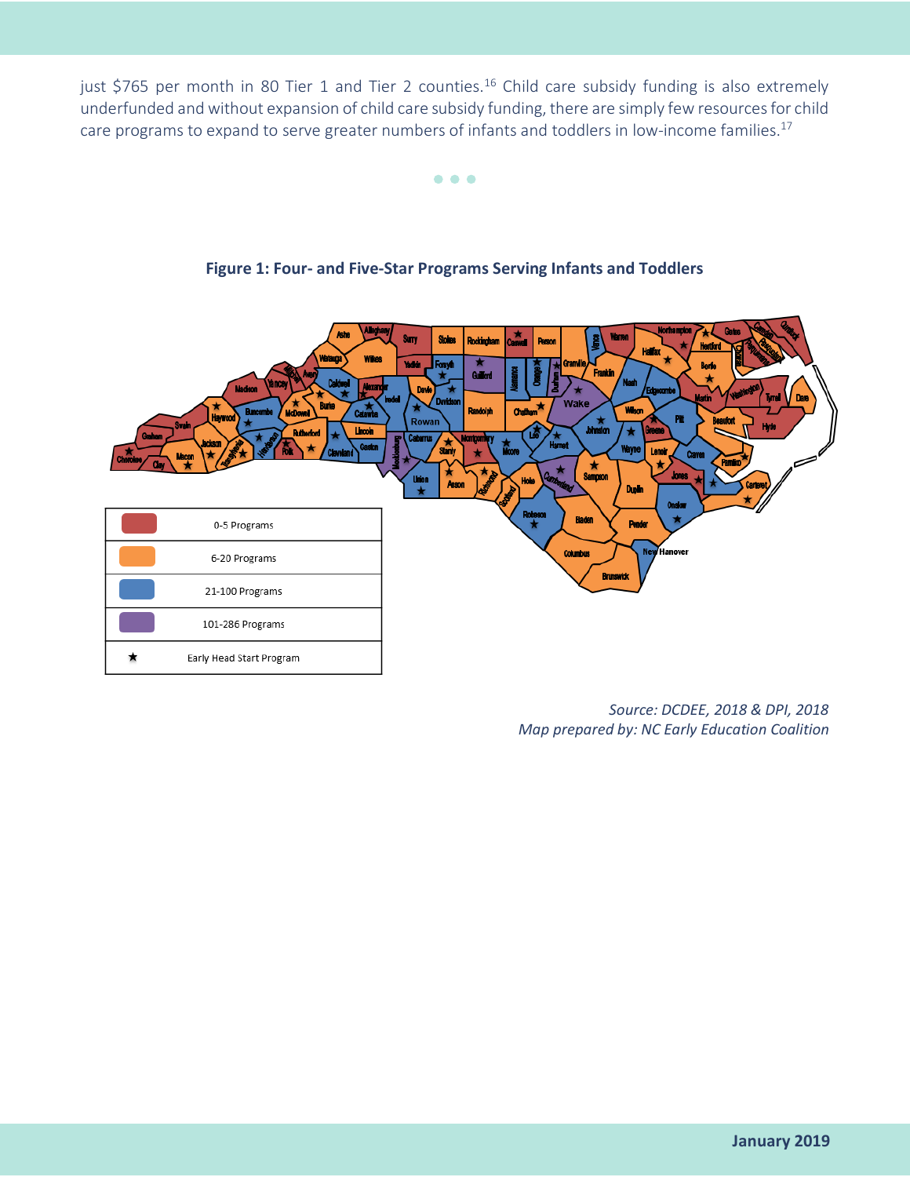just $765 per month in 80 Tier 1 and Tier 2 counties.[16] Child care subsidy funding is also extremely underfunded and without expansion of child care subsidy funding, there are simply few resources for child care programs to expand to serve greater numbers of infants and toddlers in low-income families.[17]

**Figure 1: Four- and Five-Star Programs Serving Infants and Toddlers**

| Legend | |
|---|---|
| Red | 0-5 Programs |
| Orange | 6-20 Programs |
| Blue | 21-100 Programs |
| Purple | 101-286 Programs |
| ★ | Early Head Start Program |

*Source: DCDEE, 2018 & DPI, 2018*
*Map prepared by: NC Early Education Coalition*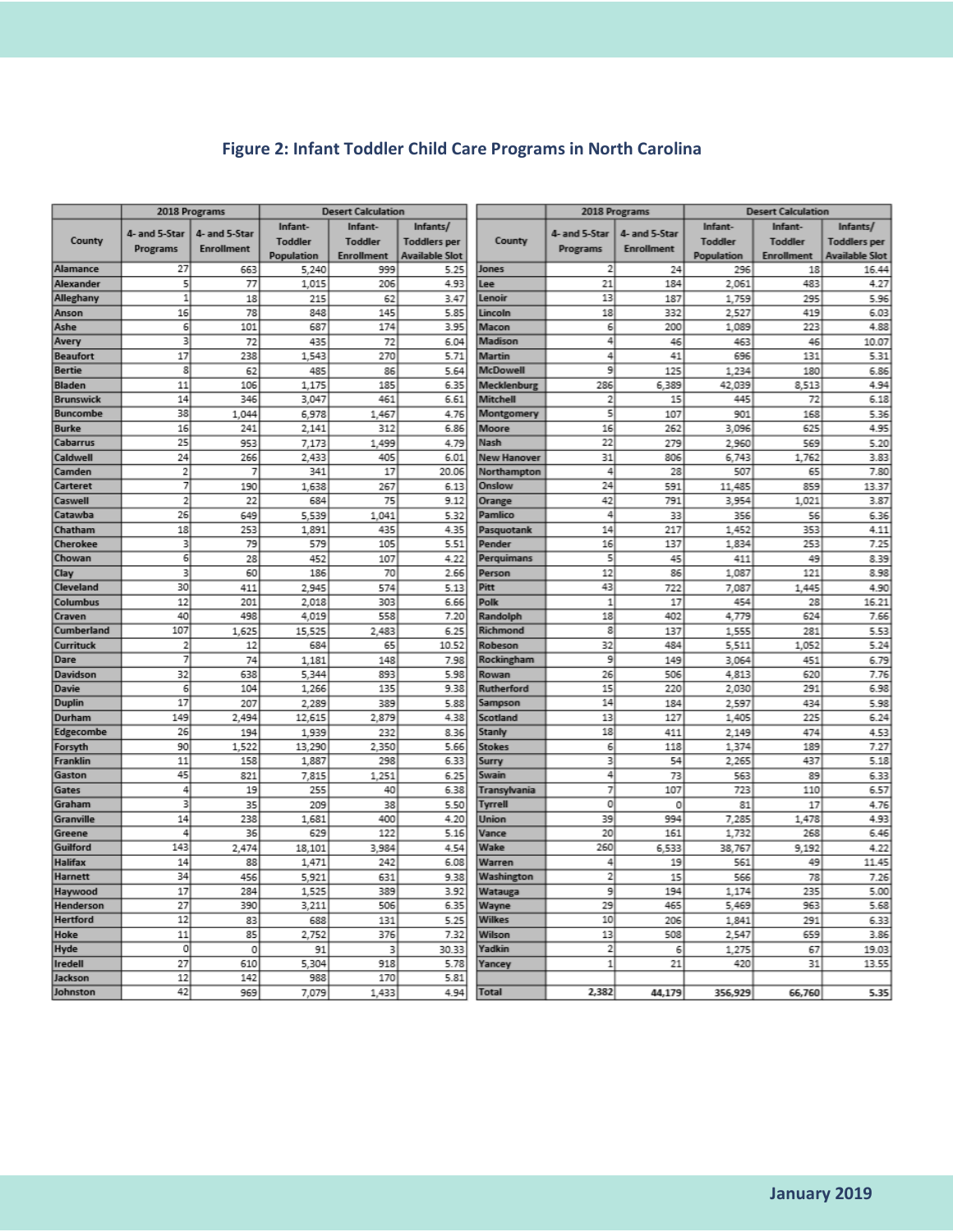## Figure 2: Infant Toddler Child Care Programs in North Carolina

| | 2018 Programs | | Desert Calculation | | | | 2018 Programs | | Desert Calculation | | |
|---|---|---|---|---|---|---|---|---|---|---|---|
| County | 4- and 5-Star Programs | 4- and 5-Star Enrollment | Infant-Toddler Population | Infant-Toddler Enrollment | Infants/ Toddlers per Available Slot | County | 4- and 5-Star Programs | 4- and 5-Star Enrollment | Infant-Toddler Population | Infant-Toddler Enrollment | Infants/ Toddlers per Available Slot |
| Alamance | 27 | 663 | 5,240 | 999 | 5.25 | Jones | 2 | 24 | 296 | 18 | 16.44 |
| Alexander | 5 | 77 | 1,015 | 206 | 4.93 | Lee | 21 | 184 | 2,061 | 483 | 4.27 |
| Alleghany | 1 | 18 | 215 | 62 | 3.47 | Lenoir | 13 | 187 | 1,759 | 295 | 5.96 |
| Anson | 16 | 78 | 848 | 145 | 5.85 | Lincoln | 18 | 332 | 2,527 | 419 | 6.03 |
| Ashe | 6 | 101 | 687 | 174 | 3.95 | Macon | 6 | 200 | 1,089 | 223 | 4.88 |
| Avery | 3 | 72 | 435 | 72 | 6.04 | Madison | 4 | 46 | 463 | 46 | 10.07 |
| Beaufort | 17 | 238 | 1,543 | 270 | 5.71 | Martin | 4 | 41 | 696 | 131 | 5.31 |
| Bertie | 8 | 62 | 485 | 86 | 5.64 | McDowell | 9 | 125 | 1,234 | 180 | 6.86 |
| Bladen | 11 | 106 | 1,175 | 185 | 6.35 | Mecklenburg | 286 | 6,389 | 42,039 | 8,513 | 4.94 |
| Brunswick | 14 | 346 | 3,047 | 461 | 6.61 | Mitchell | 2 | 15 | 445 | 72 | 6.18 |
| Buncombe | 38 | 1,044 | 6,978 | 1,467 | 4.76 | Montgomery | 5 | 107 | 901 | 168 | 5.36 |
| Burke | 16 | 241 | 2,141 | 312 | 6.86 | Moore | 16 | 262 | 3,096 | 625 | 4.95 |
| Cabarrus | 25 | 953 | 7,173 | 1,499 | 4.79 | Nash | 22 | 279 | 2,960 | 569 | 5.20 |
| Caldwell | 24 | 266 | 2,433 | 405 | 6.01 | New Hanover | 31 | 806 | 6,743 | 1,762 | 3.83 |
| Camden | 2 | 7 | 341 | 17 | 20.06 | Northampton | 4 | 28 | 507 | 65 | 7.80 |
| Carteret | 7 | 190 | 1,638 | 267 | 6.13 | Onslow | 24 | 591 | 11,485 | 859 | 13.37 |
| Caswell | 2 | 22 | 684 | 75 | 9.12 | Orange | 42 | 791 | 3,954 | 1,021 | 3.87 |
| Catawba | 26 | 649 | 5,539 | 1,041 | 5.32 | Pamlico | 4 | 33 | 356 | 56 | 6.36 |
| Chatham | 18 | 253 | 1,891 | 435 | 4.35 | Pasquotank | 14 | 217 | 1,452 | 353 | 4.11 |
| Cherokee | 3 | 79 | 579 | 105 | 5.51 | Pender | 16 | 137 | 1,834 | 253 | 7.25 |
| Chowan | 6 | 28 | 452 | 107 | 4.22 | Perquimans | 5 | 45 | 411 | 49 | 8.39 |
| Clay | 3 | 60 | 186 | 70 | 2.66 | Person | 12 | 86 | 1,087 | 121 | 8.98 |
| Cleveland | 30 | 411 | 2,945 | 574 | 5.13 | Pitt | 43 | 722 | 7,087 | 1,445 | 4.90 |
| Columbus | 12 | 201 | 2,018 | 303 | 6.66 | Polk | 1 | 17 | 454 | 28 | 16.21 |
| Craven | 40 | 498 | 4,019 | 558 | 7.20 | Randolph | 18 | 402 | 4,779 | 624 | 7.66 |
| Cumberland | 107 | 1,625 | 15,525 | 2,483 | 6.25 | Richmond | 8 | 137 | 1,555 | 281 | 5.53 |
| Currituck | 2 | 12 | 684 | 65 | 10.52 | Robeson | 32 | 484 | 5,511 | 1,052 | 5.24 |
| Dare | 7 | 74 | 1,181 | 148 | 7.98 | Rockingham | 9 | 149 | 3,064 | 451 | 6.79 |
| Davidson | 32 | 638 | 5,344 | 893 | 5.98 | Rowan | 26 | 506 | 4,813 | 620 | 7.76 |
| Davie | 6 | 104 | 1,266 | 135 | 9.38 | Rutherford | 15 | 220 | 2,030 | 291 | 6.98 |
| Duplin | 17 | 207 | 2,289 | 389 | 5.88 | Sampson | 14 | 184 | 2,597 | 434 | 5.98 |
| Durham | 149 | 2,494 | 12,615 | 2,879 | 4.38 | Scotland | 13 | 127 | 1,405 | 225 | 6.24 |
| Edgecombe | 26 | 194 | 1,939 | 232 | 8.36 | Stanly | 18 | 411 | 2,149 | 474 | 4.53 |
| Forsyth | 90 | 1,522 | 13,290 | 2,350 | 5.66 | Stokes | 6 | 118 | 1,374 | 189 | 7.27 |
| Franklin | 11 | 158 | 1,887 | 298 | 6.33 | Surry | 3 | 54 | 2,265 | 437 | 5.18 |
| Gaston | 45 | 821 | 7,815 | 1,251 | 6.25 | Swain | 4 | 73 | 563 | 89 | 6.33 |
| Gates | 4 | 19 | 255 | 40 | 6.38 | Transylvania | 7 | 107 | 723 | 110 | 6.57 |
| Graham | 3 | 35 | 209 | 38 | 5.50 | Tyrrell | 0 | 0 | 81 | 17 | 4.76 |
| Granville | 14 | 238 | 1,681 | 400 | 4.20 | Union | 39 | 994 | 7,285 | 1,478 | 4.93 |
| Greene | 4 | 36 | 629 | 122 | 5.16 | Vance | 20 | 161 | 1,732 | 268 | 6.46 |
| Guilford | 143 | 2,474 | 18,101 | 3,984 | 4.54 | Wake | 260 | 6,533 | 38,767 | 9,192 | 4.22 |
| Halifax | 14 | 88 | 1,471 | 242 | 6.08 | Warren | 4 | 19 | 561 | 49 | 11.45 |
| Harnett | 34 | 456 | 5,921 | 631 | 9.38 | Washington | 2 | 15 | 566 | 78 | 7.26 |
| Haywood | 17 | 284 | 1,525 | 389 | 3.92 | Watauga | 9 | 194 | 1,174 | 235 | 5.00 |
| Henderson | 27 | 390 | 3,211 | 506 | 6.35 | Wayne | 29 | 465 | 5,469 | 963 | 5.68 |
| Hertford | 12 | 83 | 688 | 131 | 5.25 | Wilkes | 10 | 206 | 1,841 | 291 | 6.33 |
| Hoke | 11 | 85 | 2,752 | 376 | 7.32 | Wilson | 13 | 508 | 2,547 | 659 | 3.86 |
| Hyde | 0 | 0 | 91 | 3 | 30.33 | Yadkin | 2 | 6 | 1,275 | 67 | 19.03 |
| Iredell | 27 | 610 | 5,304 | 918 | 5.78 | Yancey | 1 | 21 | 420 | 31 | 13.55 |
| Jackson | 12 | 142 | 988 | 170 | 5.81 | | | | | | |
| Johnston | 42 | 969 | 7,079 | 1,433 | 4.94 | Total | 2,382 | 44,179 | 356,929 | 66,760 | 5.35 |

January 2019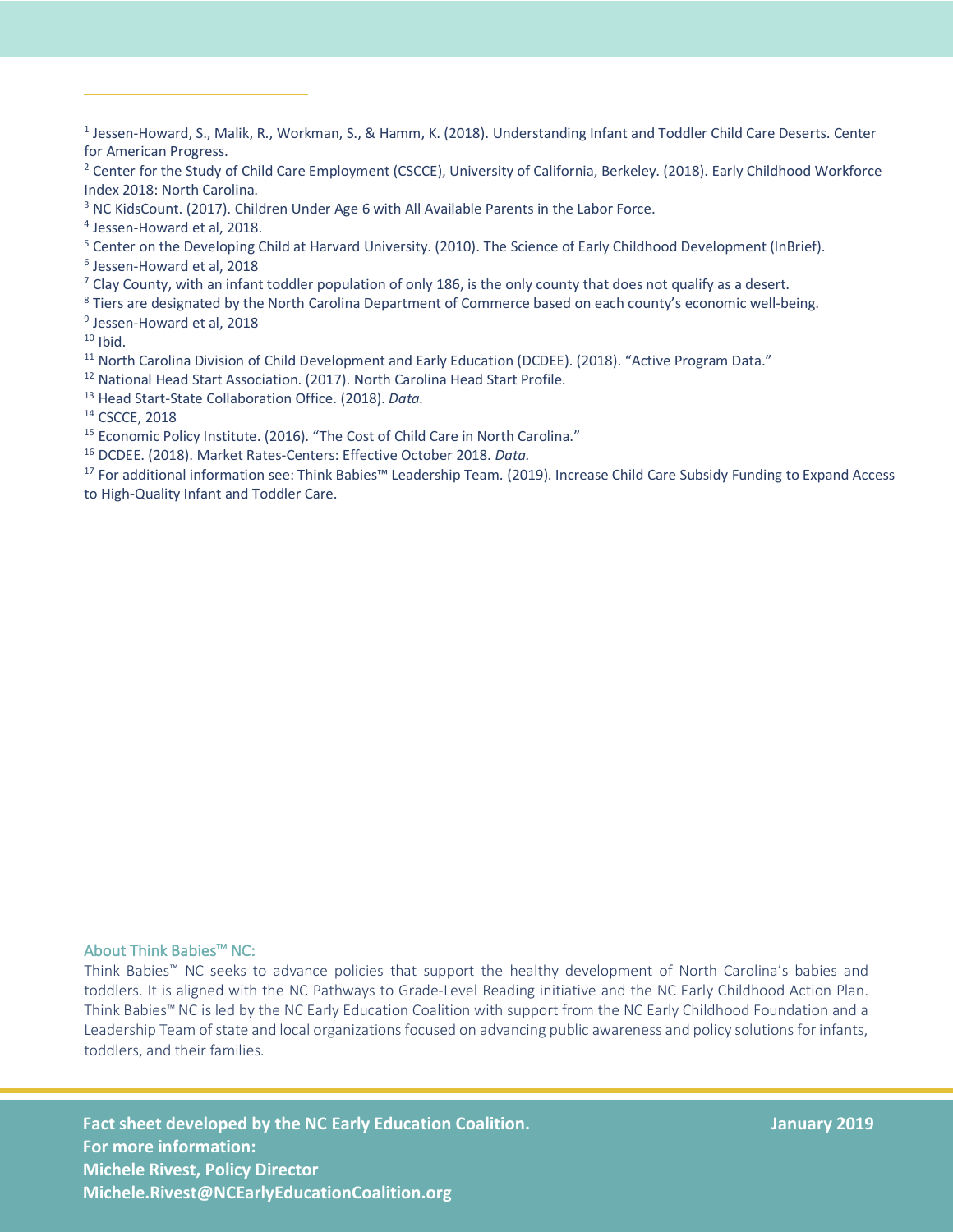[1] Jessen-Howard, S., Malik, R., Workman, S., & Hamm, K. (2018). Understanding Infant and Toddler Child Care Deserts. Center for American Progress.

[2] Center for the Study of Child Care Employment (CSCCE), University of California, Berkeley. (2018). Early Childhood Workforce Index 2018: North Carolina.

[3] NC KidsCount. (2017). Children Under Age 6 with All Available Parents in the Labor Force.

[4] Jessen-Howard et al, 2018.

[5] Center on the Developing Child at Harvard University. (2010). The Science of Early Childhood Development (InBrief).

[6] Jessen-Howard et al, 2018

[7] Clay County, with an infant toddler population of only 186, is the only county that does not qualify as a desert.

[8] Tiers are designated by the North Carolina Department of Commerce based on each county's economic well-being.

[9] Jessen-Howard et al, 2018

[10] Ibid.

[11] North Carolina Division of Child Development and Early Education (DCDEE). (2018). "Active Program Data."

[12] National Head Start Association. (2017). North Carolina Head Start Profile.

[13] Head Start-State Collaboration Office. (2018). *Data.*

[14] CSCCE, 2018

[15] Economic Policy Institute. (2016). "The Cost of Child Care in North Carolina."

[16] DCDEE. (2018). Market Rates-Centers: Effective October 2018. *Data.*

[17] For additional information see: Think Babies™ Leadership Team. (2019). Increase Child Care Subsidy Funding to Expand Access to High-Quality Infant and Toddler Care.

### About Think Babies™ NC:

Think Babies™ NC seeks to advance policies that support the healthy development of North Carolina's babies and toddlers. It is aligned with the NC Pathways to Grade-Level Reading initiative and the NC Early Childhood Action Plan. Think Babies™ NC is led by the NC Early Education Coalition with support from the NC Early Childhood Foundation and a Leadership Team of state and local organizations focused on advancing public awareness and policy solutions for infants, toddlers, and their families.

**Fact sheet developed by the NC Early Education Coalition.** **January 2019**
**For more information:**
**Michele Rivest, Policy Director**
**Michele.Rivest@NCEarlyEducationCoalition.org**